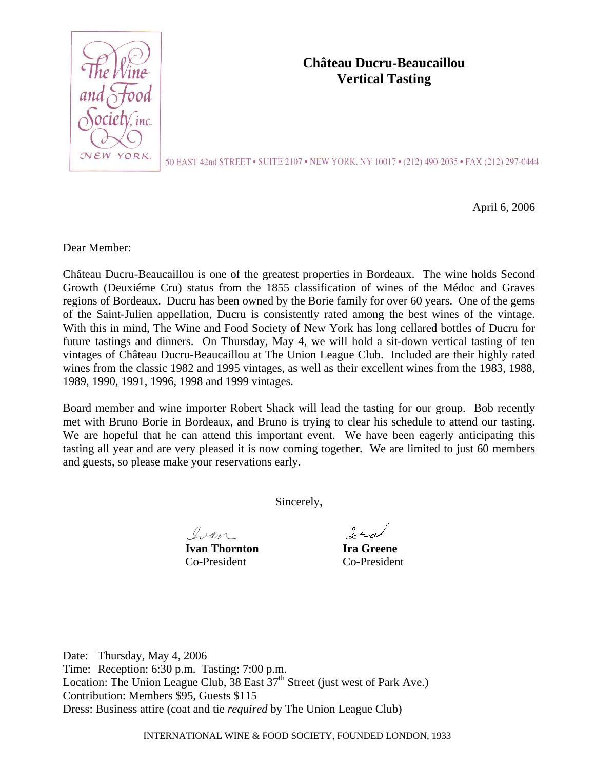The Wine and Food Society, inc.
NEW YORK

# Château Ducru-Beaucaillou Vertical Tasting

50 EAST 42nd STREET • SUITE 2107 • NEW YORK, NY 10017 • (212) 490-2035 • FAX (212) 297-0444

April 6, 2006

Dear Member:

Château Ducru-Beaucaillou is one of the greatest properties in Bordeaux. The wine holds Second Growth (Deuxiéme Cru) status from the 1855 classification of wines of the Médoc and Graves regions of Bordeaux. Ducru has been owned by the Borie family for over 60 years. One of the gems of the Saint-Julien appellation, Ducru is consistently rated among the best wines of the vintage. With this in mind, The Wine and Food Society of New York has long cellared bottles of Ducru for future tastings and dinners. On Thursday, May 4, we will hold a sit-down vertical tasting of ten vintages of Château Ducru-Beaucaillou at The Union League Club. Included are their highly rated wines from the classic 1982 and 1995 vintages, as well as their excellent wines from the 1983, 1988, 1989, 1990, 1991, 1996, 1998 and 1999 vintages.

Board member and wine importer Robert Shack will lead the tasting for our group. Bob recently met with Bruno Borie in Bordeaux, and Bruno is trying to clear his schedule to attend our tasting. We are hopeful that he can attend this important event. We have been eagerly anticipating this tasting all year and are very pleased it is now coming together. We are limited to just 60 members and guests, so please make your reservations early.

Sincerely,

Ivan
**Ivan Thornton**
Co-President

Ira
**Ira Greene**
Co-President

Date: Thursday, May 4, 2006
Time: Reception: 6:30 p.m. Tasting: 7:00 p.m.
Location: The Union League Club, 38 East 37th Street (just west of Park Ave.)
Contribution: Members $95, Guests $115
Dress: Business attire (coat and tie *required* by The Union League Club)

INTERNATIONAL WINE & FOOD SOCIETY, FOUNDED LONDON, 1933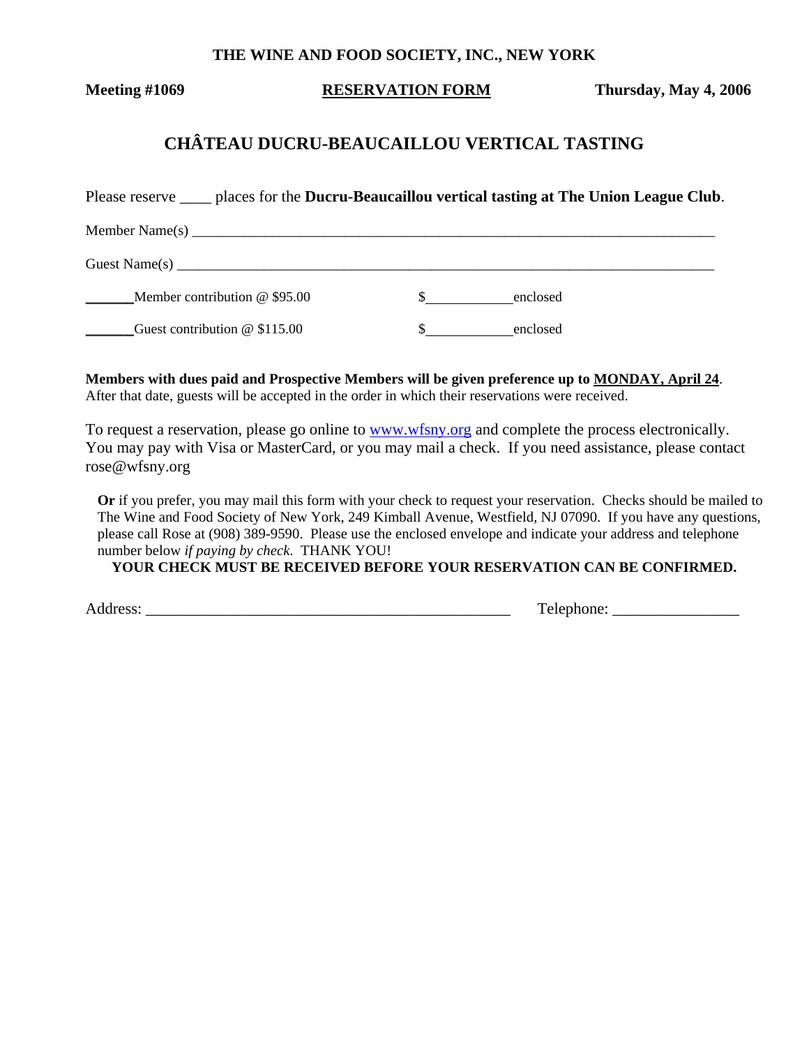**THE WINE AND FOOD SOCIETY, INC., NEW YORK**

**Meeting #1069** **RESERVATION FORM** **Thursday, May 4, 2006**

## CHÂTEAU DUCRU-BEAUCAILLOU VERTICAL TASTING

Please reserve ____ places for the **Ducru-Beaucaillou vertical tasting at The Union League Club**.

Member Name(s) ___________________________________________________________________________

Guest Name(s) ____________________________________________________________________________

_______Member contribution @ $95.00 $____________enclosed

_______Guest contribution @ $115.00 $____________enclosed

**Members with dues paid and Prospective Members will be given preference up to MONDAY, April 24**. After that date, guests will be accepted in the order in which their reservations were received.

To request a reservation, please go online to www.wfsny.org and complete the process electronically. You may pay with Visa or MasterCard, or you may mail a check. If you need assistance, please contact rose@wfsny.org

**Or** if you prefer, you may mail this form with your check to request your reservation. Checks should be mailed to The Wine and Food Society of New York, 249 Kimball Avenue, Westfield, NJ 07090. If you have any questions, please call Rose at (908) 389-9590. Please use the enclosed envelope and indicate your address and telephone number below *if paying by check.* THANK YOU!

**YOUR CHECK MUST BE RECEIVED BEFORE YOUR RESERVATION CAN BE CONFIRMED.**

Address: ________________________________________________ Telephone: ________________